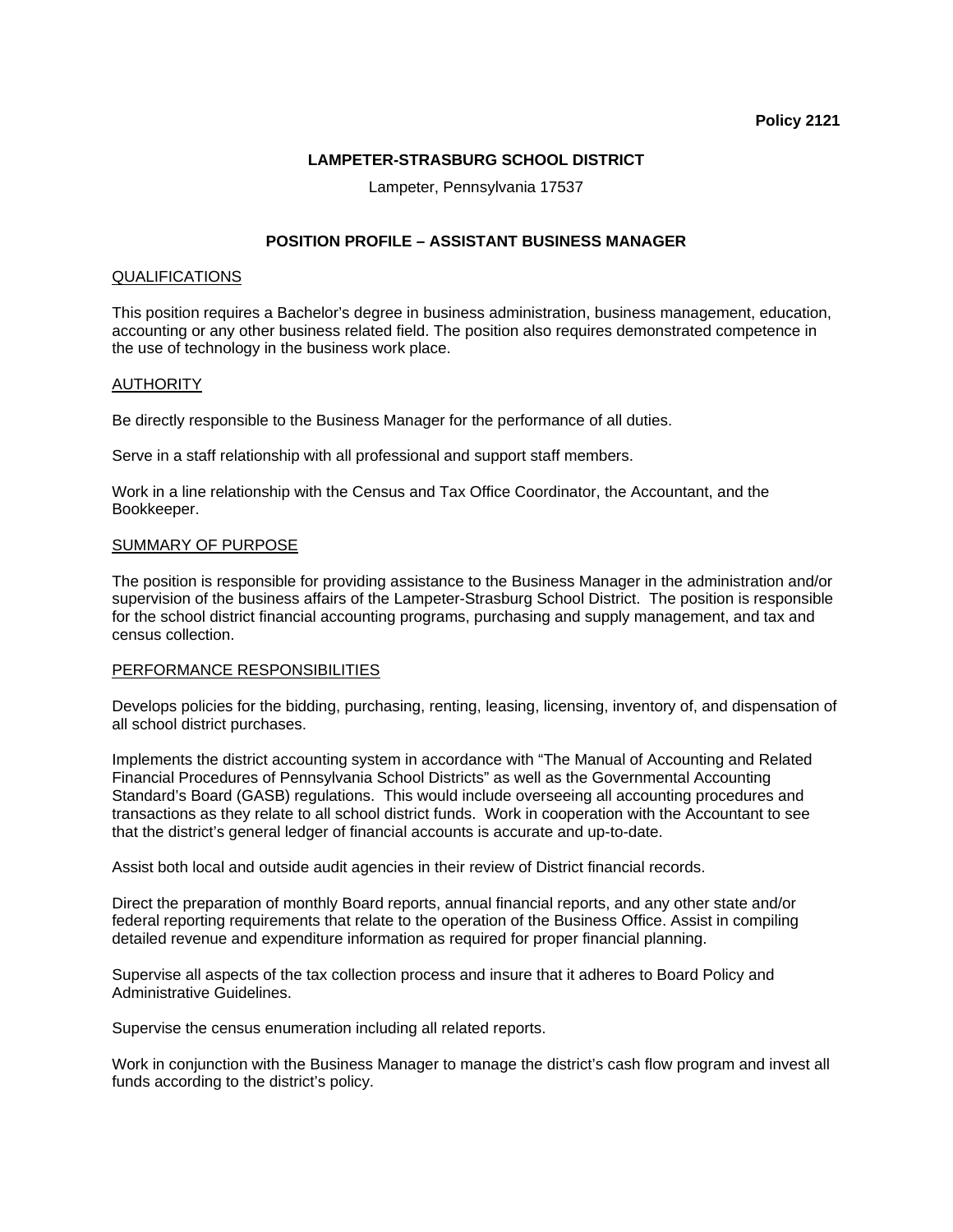**Policy 2121**

**LAMPETER-STRASBURG SCHOOL DISTRICT**

Lampeter, Pennsylvania 17537

**POSITION PROFILE – ASSISTANT BUSINESS MANAGER**

QUALIFICATIONS

This position requires a Bachelor's degree in business administration, business management, education, accounting or any other business related field. The position also requires demonstrated competence in the use of technology in the business work place.

AUTHORITY

Be directly responsible to the Business Manager for the performance of all duties.

Serve in a staff relationship with all professional and support staff members.

Work in a line relationship with the Census and Tax Office Coordinator, the Accountant, and the Bookkeeper.

SUMMARY OF PURPOSE

The position is responsible for providing assistance to the Business Manager in the administration and/or supervision of the business affairs of the Lampeter-Strasburg School District. The position is responsible for the school district financial accounting programs, purchasing and supply management, and tax and census collection.

PERFORMANCE RESPONSIBILITIES

Develops policies for the bidding, purchasing, renting, leasing, licensing, inventory of, and dispensation of all school district purchases.

Implements the district accounting system in accordance with "The Manual of Accounting and Related Financial Procedures of Pennsylvania School Districts" as well as the Governmental Accounting Standard's Board (GASB) regulations. This would include overseeing all accounting procedures and transactions as they relate to all school district funds. Work in cooperation with the Accountant to see that the district's general ledger of financial accounts is accurate and up-to-date.

Assist both local and outside audit agencies in their review of District financial records.

Direct the preparation of monthly Board reports, annual financial reports, and any other state and/or federal reporting requirements that relate to the operation of the Business Office. Assist in compiling detailed revenue and expenditure information as required for proper financial planning.

Supervise all aspects of the tax collection process and insure that it adheres to Board Policy and Administrative Guidelines.

Supervise the census enumeration including all related reports.

Work in conjunction with the Business Manager to manage the district's cash flow program and invest all funds according to the district's policy.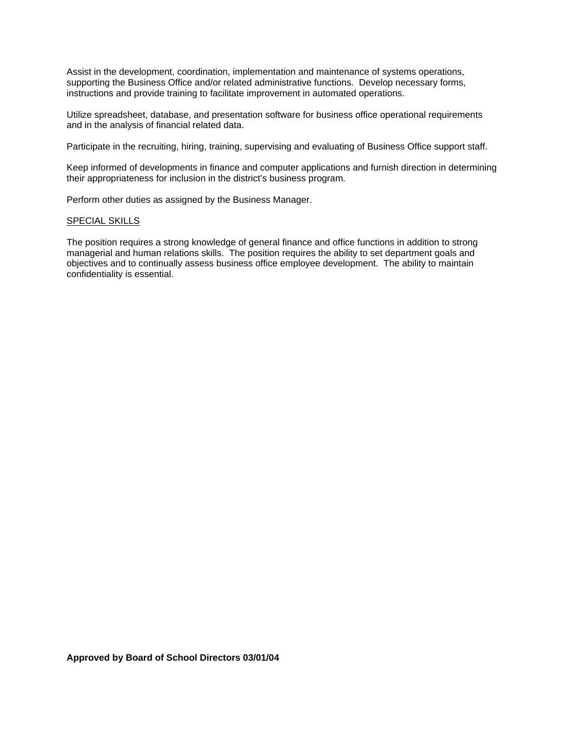Assist in the development, coordination, implementation and maintenance of systems operations, supporting the Business Office and/or related administrative functions. Develop necessary forms, instructions and provide training to facilitate improvement in automated operations.

Utilize spreadsheet, database, and presentation software for business office operational requirements and in the analysis of financial related data.

Participate in the recruiting, hiring, training, supervising and evaluating of Business Office support staff.

Keep informed of developments in finance and computer applications and furnish direction in determining their appropriateness for inclusion in the district's business program.

Perform other duties as assigned by the Business Manager.

<u>SPECIAL SKILLS</u>

The position requires a strong knowledge of general finance and office functions in addition to strong managerial and human relations skills. The position requires the ability to set department goals and objectives and to continually assess business office employee development. The ability to maintain confidentiality is essential.

**Approved by Board of School Directors 03/01/04**